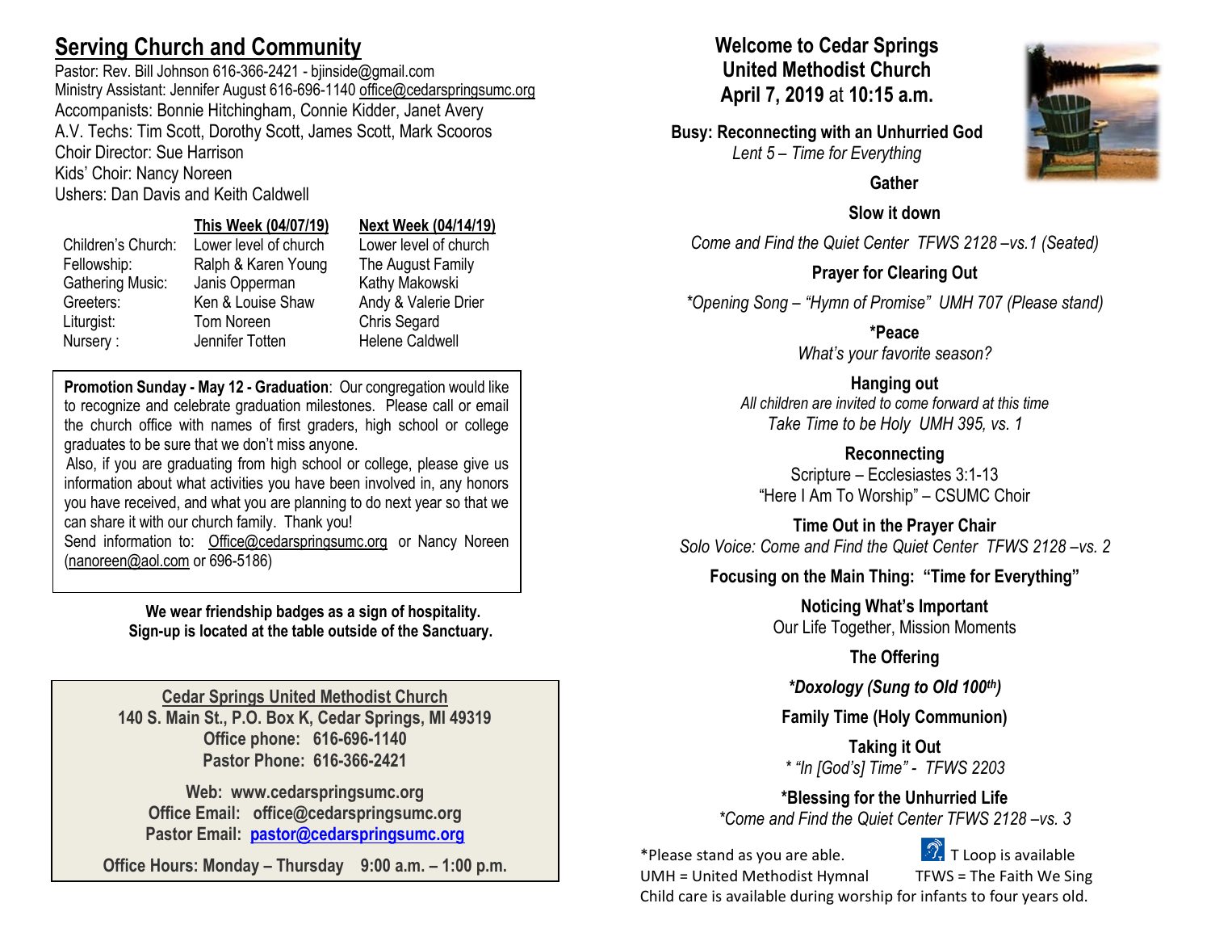# Serving Church and Community

Pastor: Rev. Bill Johnson 616-366-2421 - bjinside@gmail.com
Ministry Assistant: Jennifer August 616-696-1140 office@cedarspringsumc.org
Accompanists: Bonnie Hitchingham, Connie Kidder, Janet Avery
A.V. Techs: Tim Scott, Dorothy Scott, James Scott, Mark Scooros
Choir Director: Sue Harrison
Kids' Choir: Nancy Noreen
Ushers: Dan Davis and Keith Caldwell

| | This Week (04/07/19) | Next Week (04/14/19) |
|---|---|---|
| Children's Church: | Lower level of church | Lower level of church |
| Fellowship: | Ralph & Karen Young | The August Family |
| Gathering Music: | Janis Opperman | Kathy Makowski |
| Greeters: | Ken & Louise Shaw | Andy & Valerie Drier |
| Liturgist: | Tom Noreen | Chris Segard |
| Nursery : | Jennifer Totten | Helene Caldwell |

**Promotion Sunday - May 12 - Graduation**: Our congregation would like to recognize and celebrate graduation milestones. Please call or email the church office with names of first graders, high school or college graduates to be sure that we don't miss anyone.
Also, if you are graduating from high school or college, please give us information about what activities you have been involved in, any honors you have received, and what you are planning to do next year so that we can share it with our church family. Thank you!
Send information to: Office@cedarspringsumc.org or Nancy Noreen (nanoreen@aol.com or 696-5186)

**We wear friendship badges as a sign of hospitality.**
**Sign-up is located at the table outside of the Sanctuary.**

**Cedar Springs United Methodist Church**
**140 S. Main St., P.O. Box K, Cedar Springs, MI 49319**
**Office phone: 616-696-1140**
**Pastor Phone: 616-366-2421**

**Web: www.cedarspringsumc.org**
**Office Email: office@cedarspringsumc.org**
**Pastor Email: pastor@cedarspringsumc.org**

**Office Hours: Monday – Thursday 9:00 a.m. – 1:00 p.m.**

# Welcome to Cedar Springs United Methodist Church
## April 7, 2019 at 10:15 a.m.

**Busy: Reconnecting with an Unhurried God**
*Lent 5 – Time for Everything*

**Gather**

**Slow it down**
*Come and Find the Quiet Center TFWS 2128 –vs.1 (Seated)*

**Prayer for Clearing Out**
*\*Opening Song – "Hymn of Promise" UMH 707 (Please stand)*

**\*Peace**
*What's your favorite season?*

**Hanging out**
*All children are invited to come forward at this time*
*Take Time to be Holy UMH 395, vs. 1*

**Reconnecting**
Scripture – Ecclesiastes 3:1-13
"Here I Am To Worship" – CSUMC Choir

**Time Out in the Prayer Chair**
*Solo Voice: Come and Find the Quiet Center TFWS 2128 –vs. 2*

**Focusing on the Main Thing: "Time for Everything"**

**Noticing What's Important**
Our Life Together, Mission Moments

**The Offering**

***\*Doxology (Sung to Old 100th)***

**Family Time (Holy Communion)**

**Taking it Out**
*\* "In [God's] Time" - TFWS 2203*

**\*Blessing for the Unhurried Life**
*\*Come and Find the Quiet Center TFWS 2128 –vs. 3*

\*Please stand as you are able. T Loop is available
UMH = United Methodist Hymnal TFWS = The Faith We Sing
Child care is available during worship for infants to four years old.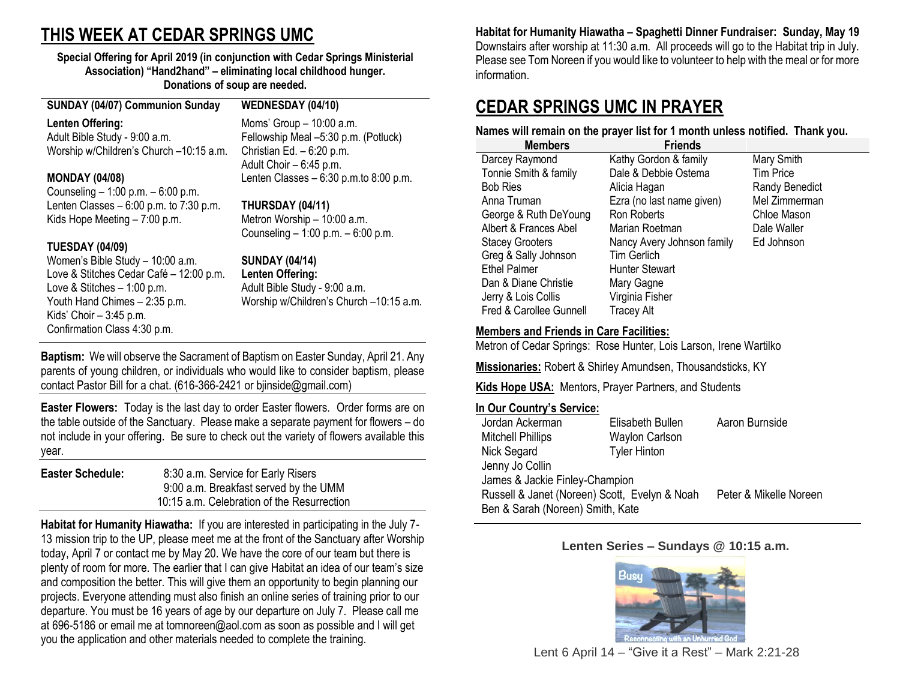# THIS WEEK AT CEDAR SPRINGS UMC

**Special Offering for April 2019 (in conjunction with Cedar Springs Ministerial Association) "Hand2hand" – eliminating local childhood hunger. Donations of soup are needed.**

**SUNDAY (04/07) Communion Sunday**

**Lenten Offering:**
Adult Bible Study - 9:00 a.m.
Worship w/Children's Church –10:15 a.m.

**MONDAY (04/08)**
Counseling – 1:00 p.m. – 6:00 p.m.
Lenten Classes – 6:00 p.m. to 7:30 p.m.
Kids Hope Meeting – 7:00 p.m.

**TUESDAY (04/09)**
Women's Bible Study – 10:00 a.m.
Love & Stitches Cedar Café – 12:00 p.m.
Love & Stitches – 1:00 p.m.
Youth Hand Chimes – 2:35 p.m.
Kids' Choir – 3:45 p.m.
Confirmation Class 4:30 p.m.

**WEDNESDAY (04/10)**
Moms' Group – 10:00 a.m.
Fellowship Meal –5:30 p.m. (Potluck)
Christian Ed. – 6:20 p.m.
Adult Choir – 6:45 p.m.
Lenten Classes – 6:30 p.m.to 8:00 p.m.

**THURSDAY (04/11)**
Metron Worship – 10:00 a.m.
Counseling – 1:00 p.m. – 6:00 p.m.

**SUNDAY (04/14)**
**Lenten Offering:**
Adult Bible Study - 9:00 a.m.
Worship w/Children's Church –10:15 a.m.

**Baptism:** We will observe the Sacrament of Baptism on Easter Sunday, April 21. Any parents of young children, or individuals who would like to consider baptism, please contact Pastor Bill for a chat. (616-366-2421 or bjinside@gmail.com)

**Easter Flowers:** Today is the last day to order Easter flowers. Order forms are on the table outside of the Sanctuary. Please make a separate payment for flowers – do not include in your offering. Be sure to check out the variety of flowers available this year.

**Easter Schedule:**
8:30 a.m. Service for Early Risers
9:00 a.m. Breakfast served by the UMM
10:15 a.m. Celebration of the Resurrection

**Habitat for Humanity Hiawatha:** If you are interested in participating in the July 7-13 mission trip to the UP, please meet me at the front of the Sanctuary after Worship today, April 7 or contact me by May 20. We have the core of our team but there is plenty of room for more. The earlier that I can give Habitat an idea of our team's size and composition the better. This will give them an opportunity to begin planning our projects. Everyone attending must also finish an online series of training prior to our departure. You must be 16 years of age by our departure on July 7. Please call me at 696-5186 or email me at tomnoreen@aol.com as soon as possible and I will get you the application and other materials needed to complete the training.

**Habitat for Humanity Hiawatha – Spaghetti Dinner Fundraiser: Sunday, May 19**
Downstairs after worship at 11:30 a.m. All proceeds will go to the Habitat trip in July. Please see Tom Noreen if you would like to volunteer to help with the meal or for more information.

# CEDAR SPRINGS UMC IN PRAYER

**Names will remain on the prayer list for 1 month unless notified. Thank you.**

| Members | Friends | |
|---|---|---|
| Darcey Raymond | Kathy Gordon & family | Mary Smith |
| Tonnie Smith & family | Dale & Debbie Ostema | Tim Price |
| Bob Ries | Alicia Hagan | Randy Benedict |
| Anna Truman | Ezra (no last name given) | Mel Zimmerman |
| George & Ruth DeYoung | Ron Roberts | Chloe Mason |
| Albert & Frances Abel | Marian Roetman | Dale Waller |
| Stacey Grooters | Nancy Avery Johnson family | Ed Johnson |
| Greg & Sally Johnson | Tim Gerlich | |
| Ethel Palmer | Hunter Stewart | |
| Dan & Diane Christie | Mary Gagne | |
| Jerry & Lois Collis | Virginia Fisher | |
| Fred & Carollee Gunnell | Tracey Alt | |

**Members and Friends in Care Facilities:**
Metron of Cedar Springs: Rose Hunter, Lois Larson, Irene Wartilko

**Missionaries:** Robert & Shirley Amundsen, Thousandsticks, KY

**Kids Hope USA:** Mentors, Prayer Partners, and Students

**In Our Country's Service:**

| | | |
|---|---|---|
| Jordan Ackerman | Elisabeth Bullen | Aaron Burnside |
| Mitchell Phillips | Waylon Carlson | |
| Nick Segard | Tyler Hinton | |
| Jenny Jo Collin | | |
| James & Jackie Finley-Champion | | |
| Russell & Janet (Noreen) Scott, Evelyn & Noah | | Peter & Mikelle Noreen |
| Ben & Sarah (Noreen) Smith, Kate | | |

**Lenten Series – Sundays @ 10:15 a.m.**

Busy
Reconnecting with an Unhurried God

Lent 6 April 14 – "Give it a Rest" – Mark 2:21-28